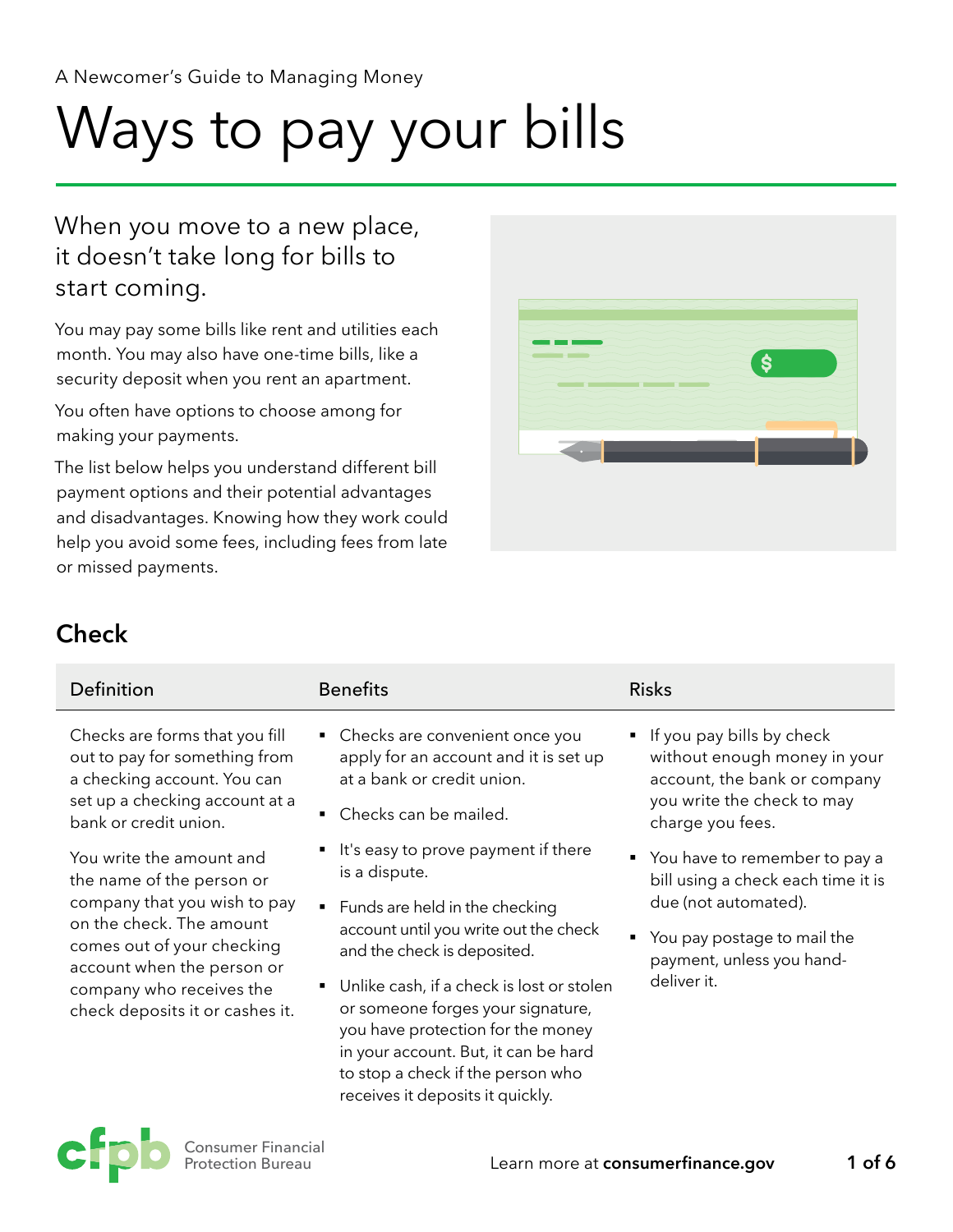A Newcomer's Guide to Managing Money

# Ways to pay your bills

## When you move to a new place, it doesn't take long for bills to start coming.

You may pay some bills like rent and utilities each month. You may also have one-time bills, like a security deposit when you rent an apartment.

You often have options to choose among for making your payments.

The list below helps you understand different bill payment options and their potential advantages and disadvantages. Knowing how they work could help you avoid some fees, including fees from late or missed payments.

## Check

| Definition | Benefits | Risks |
|---|---|---|
| Checks are forms that you fill out to pay for something from a checking account. You can set up a checking account at a bank or credit union.<br><br>You write the amount and the name of the person or company that you wish to pay on the check. The amount comes out of your checking account when the person or company who receives the check deposits it or cashes it. | ▪ Checks are convenient once you apply for an account and it is set up at a bank or credit union.<br>▪ Checks can be mailed.<br>▪ It's easy to prove payment if there is a dispute.<br>▪ Funds are held in the checking account until you write out the check and the check is deposited.<br>▪ Unlike cash, if a check is lost or stolen or someone forges your signature, you have protection for the money in your account. But, it can be hard to stop a check if the person who receives it deposits it quickly. | ▪ If you pay bills by check without enough money in your account, the bank or company you write the check to may charge you fees.<br>▪ You have to remember to pay a bill using a check each time it is due (not automated).<br>▪ You pay postage to mail the payment, unless you hand-deliver it. |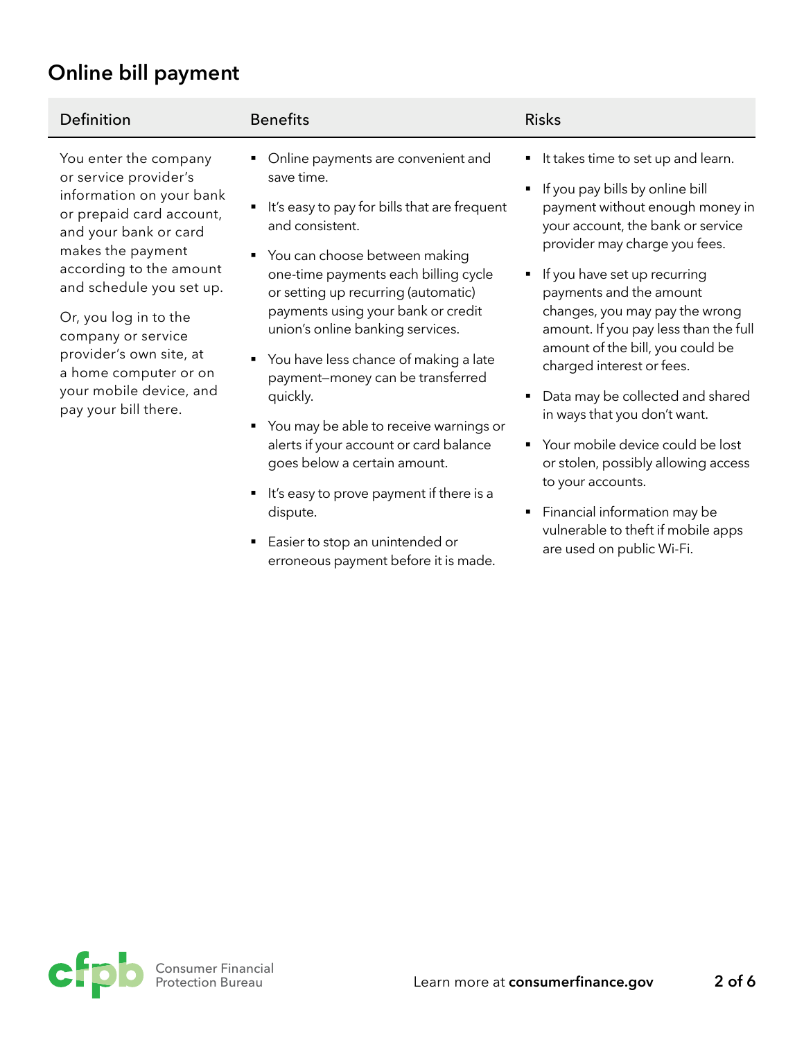## Online bill payment

| Definition | Benefits | Risks |
|---|---|---|
| You enter the company or service provider's information on your bank or prepaid card account, and your bank or card makes the payment according to the amount and schedule you set up.<br><br>Or, you log in to the company or service provider's own site, at a home computer or on your mobile device, and pay your bill there. | ▪ Online payments are convenient and save time.<br>▪ It's easy to pay for bills that are frequent and consistent.<br>▪ You can choose between making one-time payments each billing cycle or setting up recurring (automatic) payments using your bank or credit union's online banking services.<br>▪ You have less chance of making a late payment—money can be transferred quickly.<br>▪ You may be able to receive warnings or alerts if your account or card balance goes below a certain amount.<br>▪ It's easy to prove payment if there is a dispute.<br>▪ Easier to stop an unintended or erroneous payment before it is made. | ▪ It takes time to set up and learn.<br>▪ If you pay bills by online bill payment without enough money in your account, the bank or service provider may charge you fees.<br>▪ If you have set up recurring payments and the amount changes, you may pay the wrong amount. If you pay less than the full amount of the bill, you could be charged interest or fees.<br>▪ Data may be collected and shared in ways that you don't want.<br>▪ Your mobile device could be lost or stolen, possibly allowing access to your accounts.<br>▪ Financial information may be vulnerable to theft if mobile apps are used on public Wi-Fi. |

Consumer Financial Protection Bureau

Learn more at **consumerfinance.gov**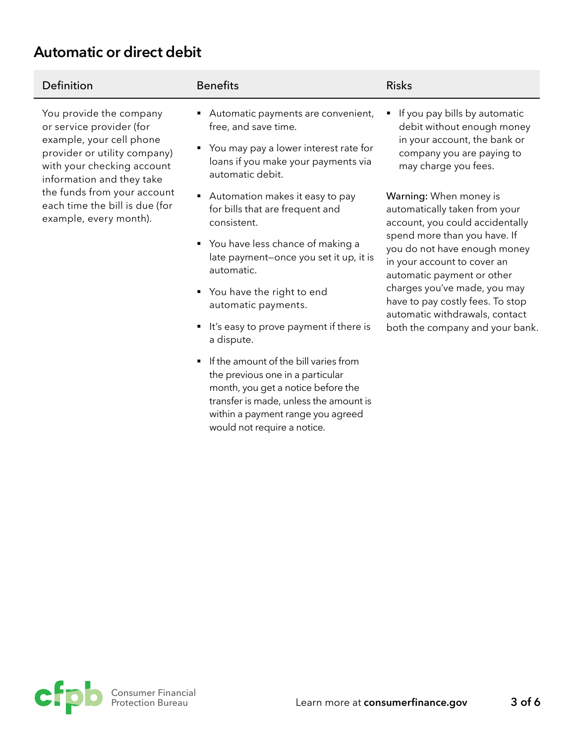## Automatic or direct debit

| Definition | Benefits | Risks |
| --- | --- | --- |
| You provide the company or service provider (for example, your cell phone provider or utility company) with your checking account information and they take the funds from your account each time the bill is due (for example, every month). | ▪ Automatic payments are convenient, free, and save time.<br>▪ You may pay a lower interest rate for loans if you make your payments via automatic debit.<br>▪ Automation makes it easy to pay for bills that are frequent and consistent.<br>▪ You have less chance of making a late payment—once you set it up, it is automatic.<br>▪ You have the right to end automatic payments.<br>▪ It's easy to prove payment if there is a dispute.<br>▪ If the amount of the bill varies from the previous one in a particular month, you get a notice before the transfer is made, unless the amount is within a payment range you agreed would not require a notice. | ▪ If you pay bills by automatic debit without enough money in your account, the bank or company you are paying to may charge you fees.<br><br>**Warning:** When money is automatically taken from your account, you could accidentally spend more than you have. If you do not have enough money in your account to cover an automatic payment or other charges you've made, you may have to pay costly fees. To stop automatic withdrawals, contact both the company and your bank. |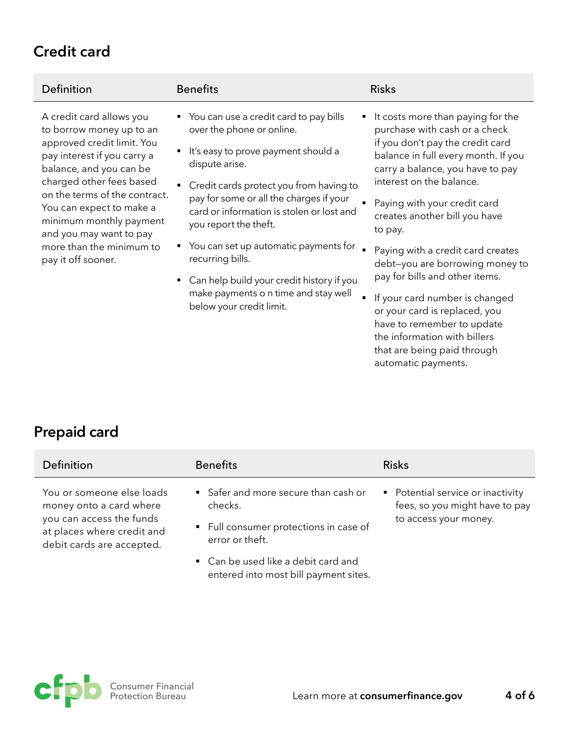## Credit card

| Definition | Benefits | Risks |
|---|---|---|
| A credit card allows you to borrow money up to an approved credit limit. You pay interest if you carry a balance, and you can be charged other fees based on the terms of the contract. You can expect to make a minimum monthly payment and you may want to pay more than the minimum to pay it off sooner. | ▪ You can use a credit card to pay bills over the phone or online.<br>▪ It's easy to prove payment should a dispute arise.<br>▪ Credit cards protect you from having to pay for some or all the charges if your card or information is stolen or lost and you report the theft.<br>▪ You can set up automatic payments for recurring bills.<br>▪ Can help build your credit history if you make payments o n time and stay well below your credit limit. | ▪ It costs more than paying for the purchase with cash or a check if you don't pay the credit card balance in full every month. If you carry a balance, you have to pay interest on the balance.<br>▪ Paying with your credit card creates another bill you have to pay.<br>▪ Paying with a credit card creates debt—you are borrowing money to pay for bills and other items.<br>▪ If your card number is changed or your card is replaced, you have to remember to update the information with billers that are being paid through automatic payments. |

## Prepaid card

| Definition | Benefits | Risks |
|---|---|---|
| You or someone else loads money onto a card where you can access the funds at places where credit and debit cards are accepted. | ▪ Safer and more secure than cash or checks.<br>▪ Full consumer protections in case of error or theft.<br>▪ Can be used like a debit card and entered into most bill payment sites. | ▪ Potential service or inactivity fees, so you might have to pay to access your money. |

Learn more at **consumerfinance.gov**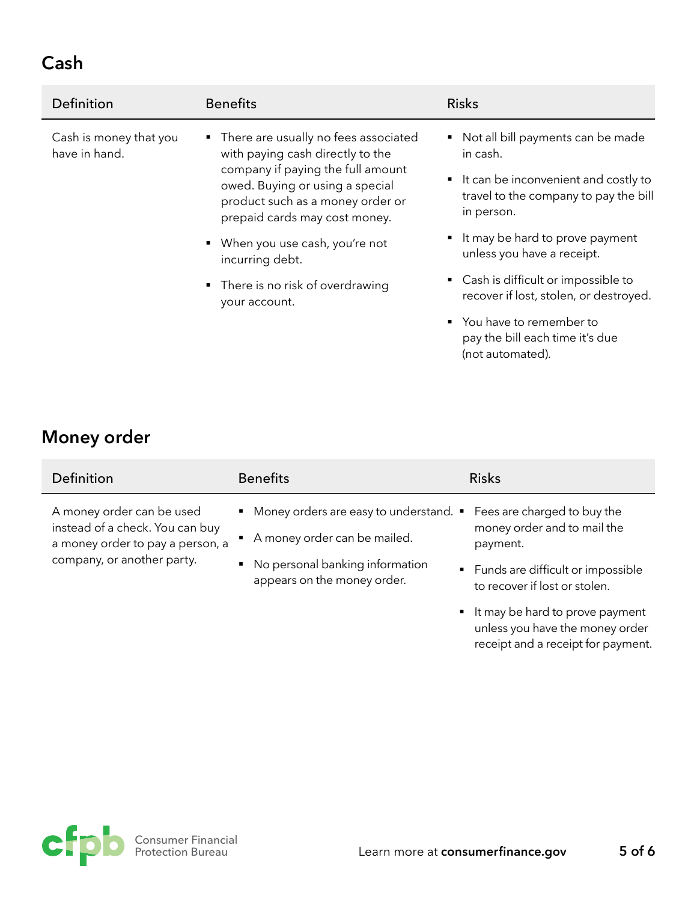## Cash

| Definition | Benefits | Risks |
|---|---|---|
| Cash is money that you have in hand. | ▪ There are usually no fees associated with paying cash directly to the company if paying the full amount owed. Buying or using a special product such as a money order or prepaid cards may cost money.<br>▪ When you use cash, you're not incurring debt.<br>▪ There is no risk of overdrawing your account. | ▪ Not all bill payments can be made in cash.<br>▪ It can be inconvenient and costly to travel to the company to pay the bill in person.<br>▪ It may be hard to prove payment unless you have a receipt.<br>▪ Cash is difficult or impossible to recover if lost, stolen, or destroyed.<br>▪ You have to remember to pay the bill each time it's due (not automated). |

## Money order

| Definition | Benefits | Risks |
|---|---|---|
| A money order can be used instead of a check. You can buy a money order to pay a person, a company, or another party. | ▪ Money orders are easy to understand.<br>▪ A money order can be mailed.<br>▪ No personal banking information appears on the money order. | ▪ Fees are charged to buy the money order and to mail the payment.<br>▪ Funds are difficult or impossible to recover if lost or stolen.<br>▪ It may be hard to prove payment unless you have the money order receipt and a receipt for payment. |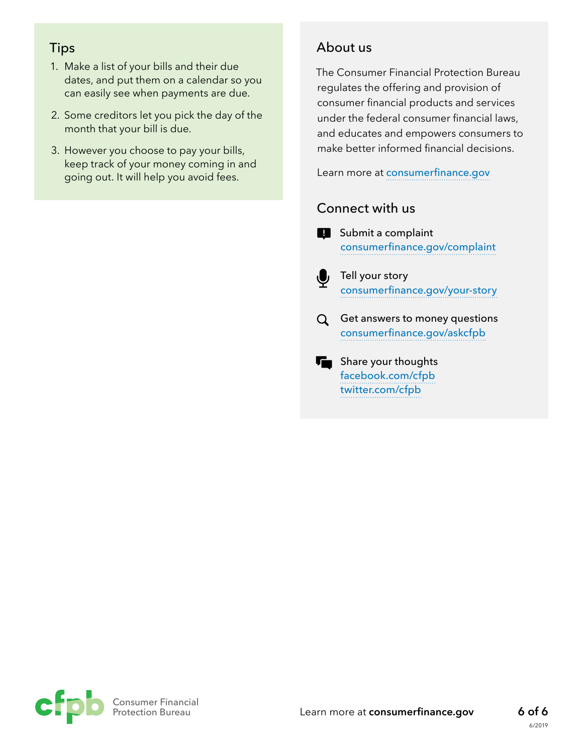## Tips

1. Make a list of your bills and their due dates, and put them on a calendar so you can easily see when payments are due.
2. Some creditors let you pick the day of the month that your bill is due.
3. However you choose to pay your bills, keep track of your money coming in and going out. It will help you avoid fees.

## About us

The Consumer Financial Protection Bureau regulates the offering and provision of consumer financial products and services under the federal consumer financial laws, and educates and empowers consumers to make better informed financial decisions.

Learn more at consumerfinance.gov

## Connect with us

Submit a complaint
consumerfinance.gov/complaint

Tell your story
consumerfinance.gov/your-story

Get answers to money questions
consumerfinance.gov/askcfpb

Share your thoughts
facebook.com/cfpb
twitter.com/cfpb

cfpb Consumer Financial Protection Bureau

Learn more at **consumerfinance.gov**

6/2019